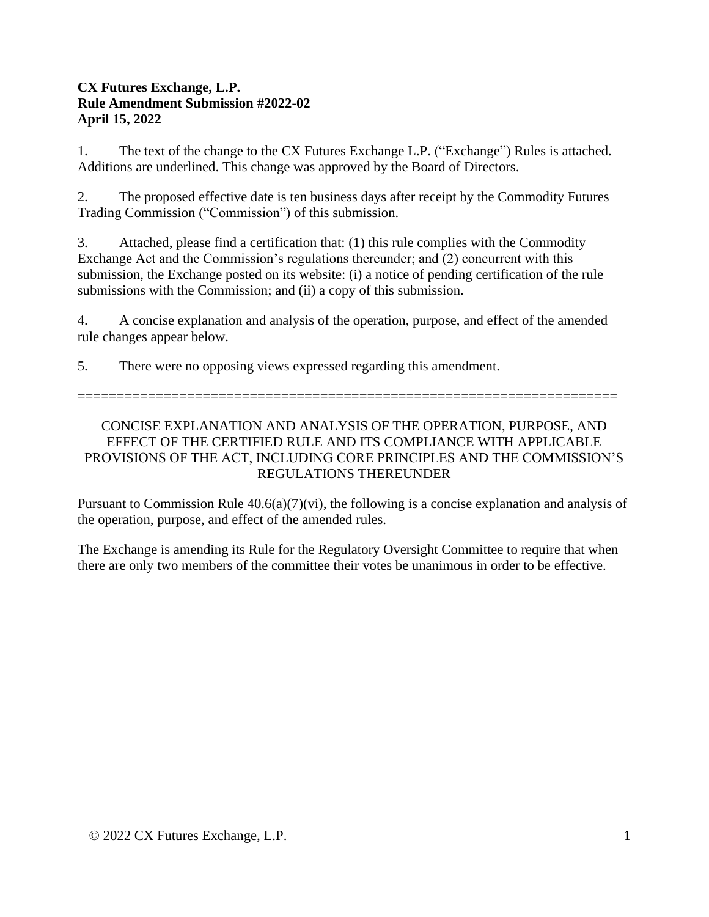**CX Futures Exchange, L.P.**
**Rule Amendment Submission #2022-02**
**April 15, 2022**

1. The text of the change to the CX Futures Exchange L.P. ("Exchange") Rules is attached. Additions are underlined. This change was approved by the Board of Directors.

2. The proposed effective date is ten business days after receipt by the Commodity Futures Trading Commission ("Commission") of this submission.

3. Attached, please find a certification that: (1) this rule complies with the Commodity Exchange Act and the Commission's regulations thereunder; and (2) concurrent with this submission, the Exchange posted on its website: (i) a notice of pending certification of the rule submissions with the Commission; and (ii) a copy of this submission.

4. A concise explanation and analysis of the operation, purpose, and effect of the amended rule changes appear below.

5. There were no opposing views expressed regarding this amendment.

======================================================================

CONCISE EXPLANATION AND ANALYSIS OF THE OPERATION, PURPOSE, AND EFFECT OF THE CERTIFIED RULE AND ITS COMPLIANCE WITH APPLICABLE PROVISIONS OF THE ACT, INCLUDING CORE PRINCIPLES AND THE COMMISSION'S REGULATIONS THEREUNDER

Pursuant to Commission Rule 40.6(a)(7)(vi), the following is a concise explanation and analysis of the operation, purpose, and effect of the amended rules.

The Exchange is amending its Rule for the Regulatory Oversight Committee to require that when there are only two members of the committee their votes be unanimous in order to be effective.

---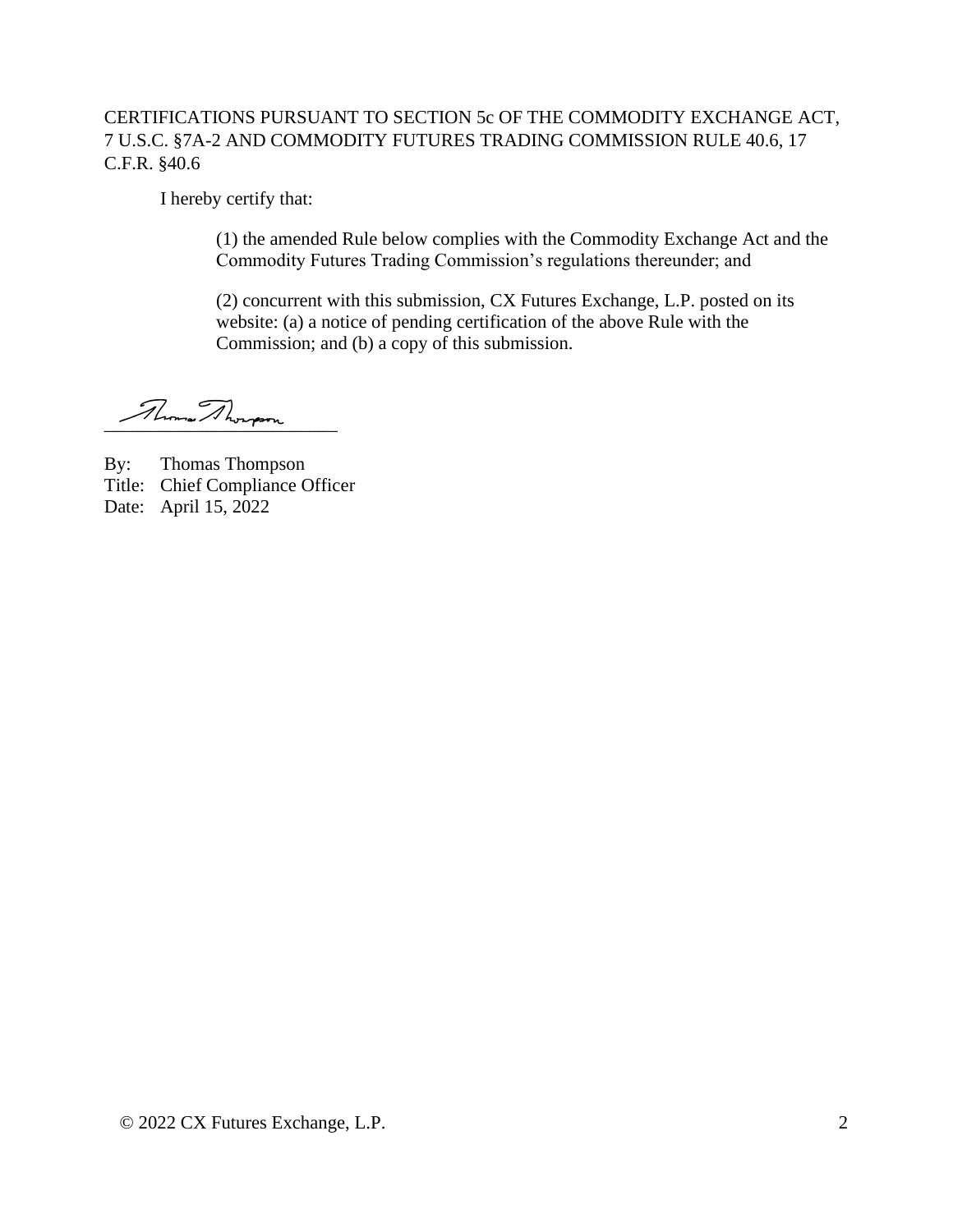CERTIFICATIONS PURSUANT TO SECTION 5c OF THE COMMODITY EXCHANGE ACT, 7 U.S.C. §7A-2 AND COMMODITY FUTURES TRADING COMMISSION RULE 40.6, 17 C.F.R. §40.6

I hereby certify that:

> (1) the amended Rule below complies with the Commodity Exchange Act and the Commodity Futures Trading Commission's regulations thereunder; and
>
> (2) concurrent with this submission, CX Futures Exchange, L.P. posted on its website: (a) a notice of pending certification of the above Rule with the Commission; and (b) a copy of this submission.

Thomas Thompson
\_\_\_\_\_\_\_\_\_\_\_\_\_\_\_\_\_\_\_\_\_\_\_\_\_\_\_\_

By: Thomas Thompson
Title: Chief Compliance Officer
Date: April 15, 2022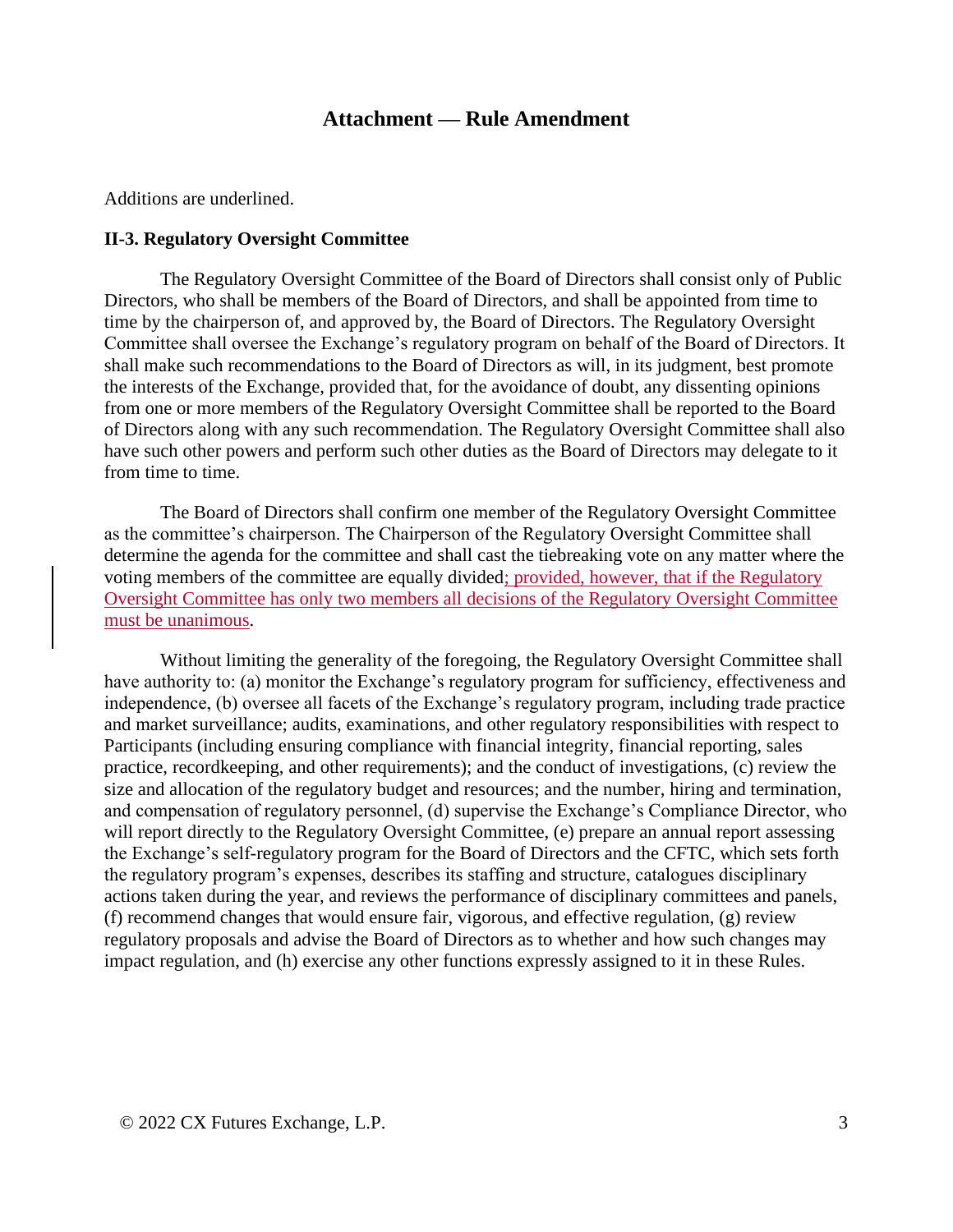## Attachment — Rule Amendment

Additions are underlined.

**II-3. Regulatory Oversight Committee**

The Regulatory Oversight Committee of the Board of Directors shall consist only of Public Directors, who shall be members of the Board of Directors, and shall be appointed from time to time by the chairperson of, and approved by, the Board of Directors. The Regulatory Oversight Committee shall oversee the Exchange's regulatory program on behalf of the Board of Directors. It shall make such recommendations to the Board of Directors as will, in its judgment, best promote the interests of the Exchange, provided that, for the avoidance of doubt, any dissenting opinions from one or more members of the Regulatory Oversight Committee shall be reported to the Board of Directors along with any such recommendation. The Regulatory Oversight Committee shall also have such other powers and perform such other duties as the Board of Directors may delegate to it from time to time.

The Board of Directors shall confirm one member of the Regulatory Oversight Committee as the committee's chairperson. The Chairperson of the Regulatory Oversight Committee shall determine the agenda for the committee and shall cast the tiebreaking vote on any matter where the voting members of the committee are equally divided<u>; provided, however, that if the Regulatory Oversight Committee has only two members all decisions of the Regulatory Oversight Committee must be unanimous</u>.

Without limiting the generality of the foregoing, the Regulatory Oversight Committee shall have authority to: (a) monitor the Exchange's regulatory program for sufficiency, effectiveness and independence, (b) oversee all facets of the Exchange's regulatory program, including trade practice and market surveillance; audits, examinations, and other regulatory responsibilities with respect to Participants (including ensuring compliance with financial integrity, financial reporting, sales practice, recordkeeping, and other requirements); and the conduct of investigations, (c) review the size and allocation of the regulatory budget and resources; and the number, hiring and termination, and compensation of regulatory personnel, (d) supervise the Exchange's Compliance Director, who will report directly to the Regulatory Oversight Committee, (e) prepare an annual report assessing the Exchange's self-regulatory program for the Board of Directors and the CFTC, which sets forth the regulatory program's expenses, describes its staffing and structure, catalogues disciplinary actions taken during the year, and reviews the performance of disciplinary committees and panels, (f) recommend changes that would ensure fair, vigorous, and effective regulation, (g) review regulatory proposals and advise the Board of Directors as to whether and how such changes may impact regulation, and (h) exercise any other functions expressly assigned to it in these Rules.

© 2022 CX Futures Exchange, L.P.